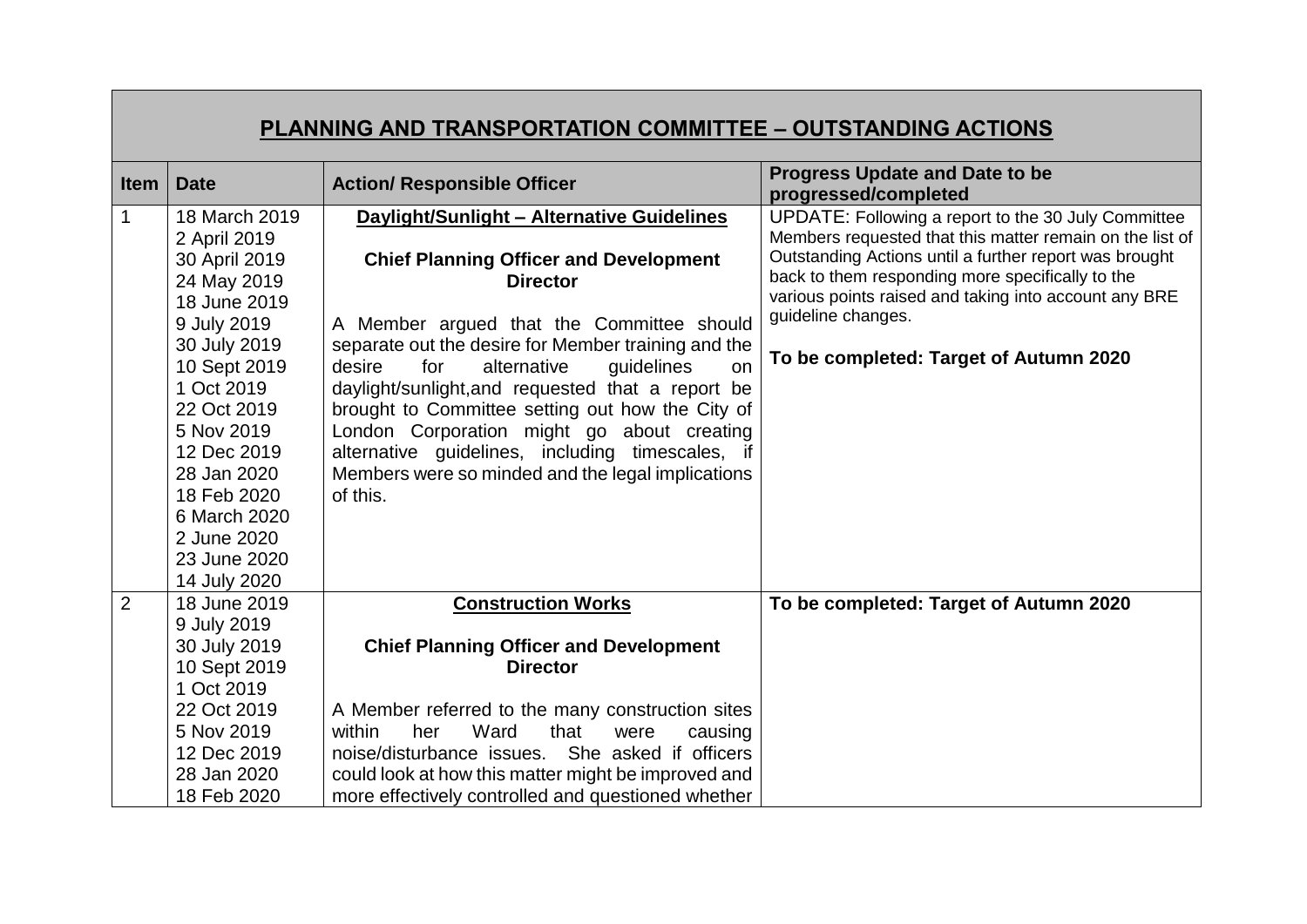## PLANNING AND TRANSPORTATION COMMITTEE – OUTSTANDING ACTIONS

| Item | Date | Action/ Responsible Officer | Progress Update and Date to be progressed/completed |
|---|---|---|---|
| 1 | 18 March 2019<br>2 April 2019<br>30 April 2019<br>24 May 2019<br>18 June 2019<br>9 July 2019<br>30 July 2019<br>10 Sept 2019<br>1 Oct 2019<br>22 Oct 2019<br>5 Nov 2019<br>12 Dec 2019<br>28 Jan 2020<br>18 Feb 2020<br>6 March 2020<br>2 June 2020<br>23 June 2020<br>14 July 2020 | **Daylight/Sunlight – Alternative Guidelines**<br><br>**Chief Planning Officer and Development Director**<br><br>A Member argued that the Committee should separate out the desire for Member training and the desire for alternative guidelines on daylight/sunlight,and requested that a report be brought to Committee setting out how the City of London Corporation might go about creating alternative guidelines, including timescales, if Members were so minded and the legal implications of this. | UPDATE: Following a report to the 30 July Committee Members requested that this matter remain on the list of Outstanding Actions until a further report was brought back to them responding more specifically to the various points raised and taking into account any BRE guideline changes.<br><br>**To be completed: Target of Autumn 2020** |
| 2 | 18 June 2019<br>9 July 2019<br>30 July 2019<br>10 Sept 2019<br>1 Oct 2019<br>22 Oct 2019<br>5 Nov 2019<br>12 Dec 2019<br>28 Jan 2020<br>18 Feb 2020 | **Construction Works**<br><br>**Chief Planning Officer and Development Director**<br><br>A Member referred to the many construction sites within her Ward that were causing noise/disturbance issues. She asked if officers could look at how this matter might be improved and more effectively controlled and questioned whether | **To be completed: Target of Autumn 2020** |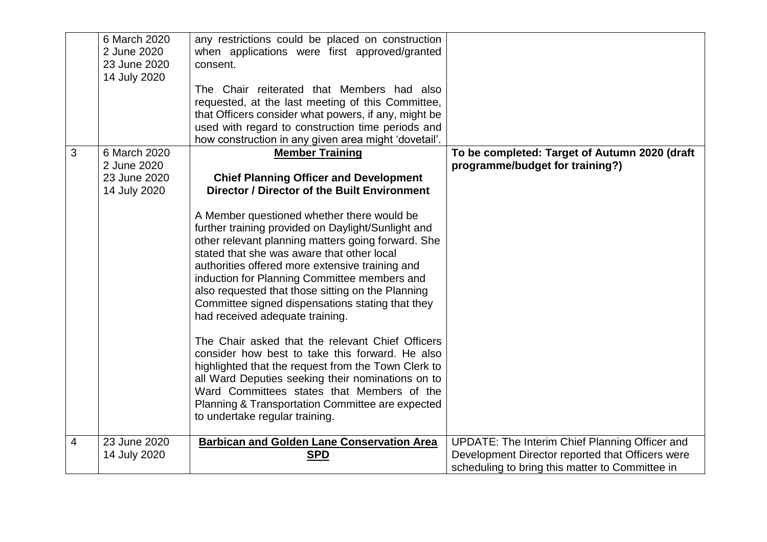| | | | |
|---|---|---|---|
| | 6 March 2020<br>2 June 2020<br>23 June 2020<br>14 July 2020 | any restrictions could be placed on construction when applications were first approved/granted consent.<br><br>The Chair reiterated that Members had also requested, at the last meeting of this Committee, that Officers consider what powers, if any, might be used with regard to construction time periods and how construction in any given area might 'dovetail'. | |
| 3 | 6 March 2020<br>2 June 2020<br>23 June 2020<br>14 July 2020 | **Member Training**<br><br>**Chief Planning Officer and Development Director / Director of the Built Environment**<br><br>A Member questioned whether there would be further training provided on Daylight/Sunlight and other relevant planning matters going forward. She stated that she was aware that other local authorities offered more extensive training and induction for Planning Committee members and also requested that those sitting on the Planning Committee signed dispensations stating that they had received adequate training.<br><br>The Chair asked that the relevant Chief Officers consider how best to take this forward. He also highlighted that the request from the Town Clerk to all Ward Deputies seeking their nominations on to Ward Committees states that Members of the Planning & Transportation Committee are expected to undertake regular training. | **To be completed: Target of Autumn 2020 (draft programme/budget for training?)** |
| 4 | 23 June 2020<br>14 July 2020 | **Barbican and Golden Lane Conservation Area SPD** | UPDATE: The Interim Chief Planning Officer and Development Director reported that Officers were scheduling to bring this matter to Committee in |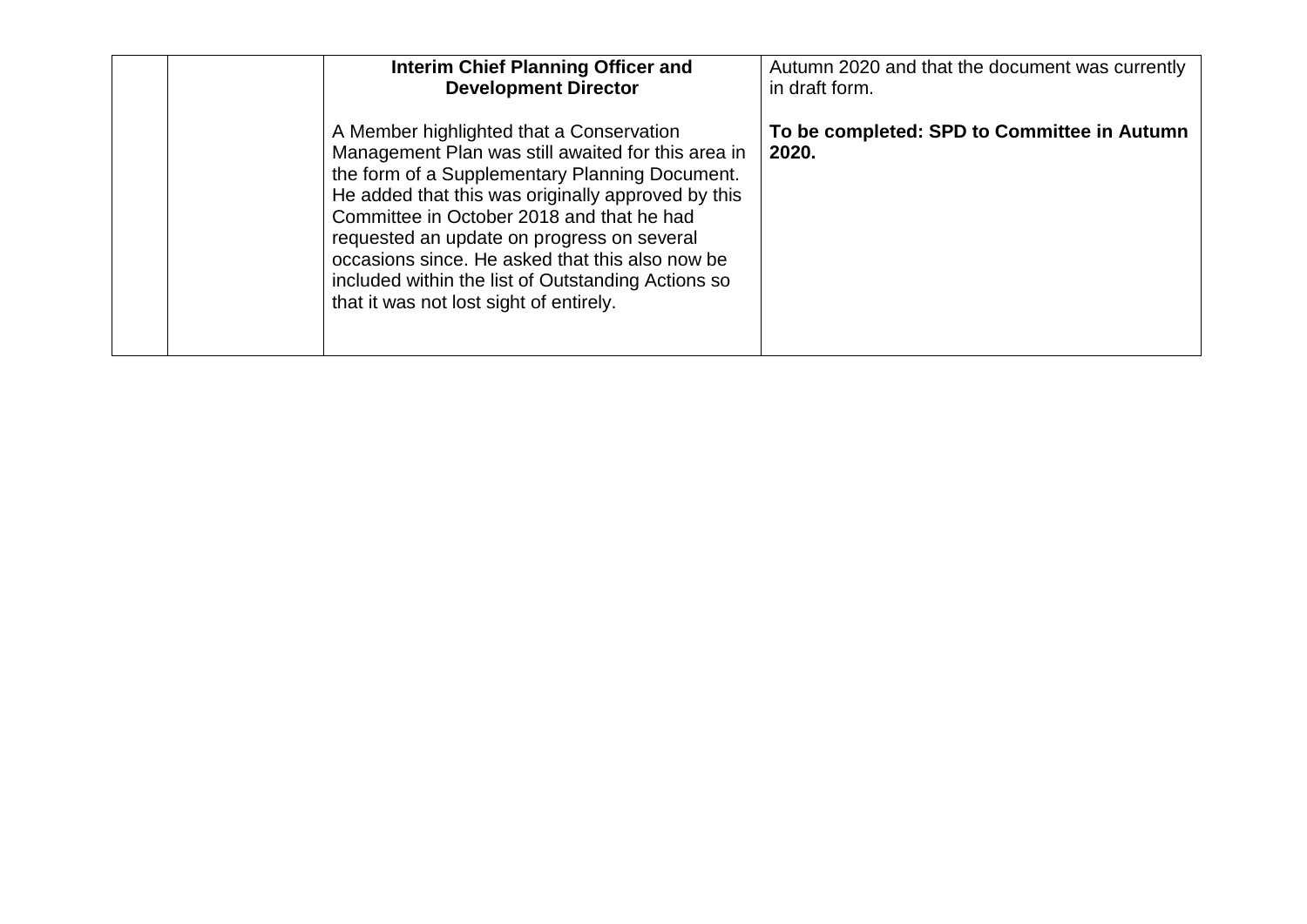| | | | |
|---|---|---|---|
| | | **Interim Chief Planning Officer and Development Director**<br><br>A Member highlighted that a Conservation Management Plan was still awaited for this area in the form of a Supplementary Planning Document. He added that this was originally approved by this Committee in October 2018 and that he had requested an update on progress on several occasions since. He asked that this also now be included within the list of Outstanding Actions so that it was not lost sight of entirely. | Autumn 2020 and that the document was currently in draft form.<br><br>**To be completed: SPD to Committee in Autumn 2020.** |